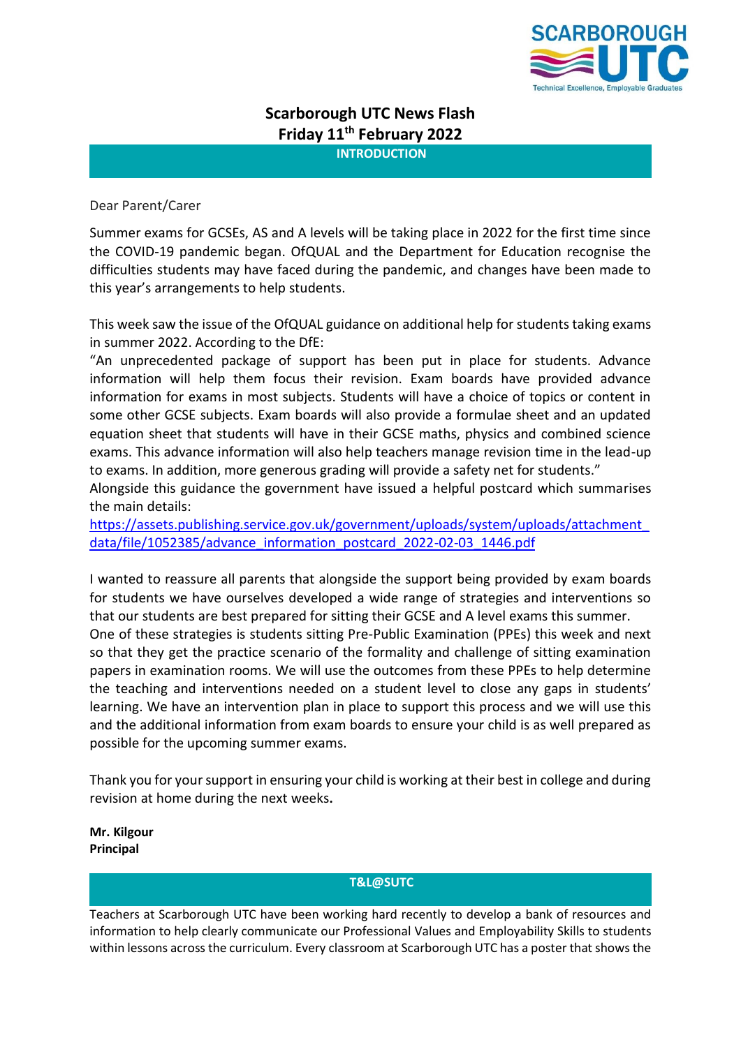# Scarborough UTC News Flash
# Friday 11th February 2022

## INTRODUCTION

Dear Parent/Carer

Summer exams for GCSEs, AS and A levels will be taking place in 2022 for the first time since the COVID-19 pandemic began. OfQUAL and the Department for Education recognise the difficulties students may have faced during the pandemic, and changes have been made to this year's arrangements to help students.

This week saw the issue of the OfQUAL guidance on additional help for students taking exams in summer 2022. According to the DfE:

"An unprecedented package of support has been put in place for students. Advance information will help them focus their revision. Exam boards have provided advance information for exams in most subjects. Students will have a choice of topics or content in some other GCSE subjects. Exam boards will also provide a formulae sheet and an updated equation sheet that students will have in their GCSE maths, physics and combined science exams. This advance information will also help teachers manage revision time in the lead-up to exams. In addition, more generous grading will provide a safety net for students."

Alongside this guidance the government have issued a helpful postcard which summarises the main details:

https://assets.publishing.service.gov.uk/government/uploads/system/uploads/attachment_data/file/1052385/advance_information_postcard_2022-02-03_1446.pdf

I wanted to reassure all parents that alongside the support being provided by exam boards for students we have ourselves developed a wide range of strategies and interventions so that our students are best prepared for sitting their GCSE and A level exams this summer.

One of these strategies is students sitting Pre-Public Examination (PPEs) this week and next so that they get the practice scenario of the formality and challenge of sitting examination papers in examination rooms. We will use the outcomes from these PPEs to help determine the teaching and interventions needed on a student level to close any gaps in students' learning. We have an intervention plan in place to support this process and we will use this and the additional information from exam boards to ensure your child is as well prepared as possible for the upcoming summer exams.

Thank you for your support in ensuring your child is working at their best in college and during revision at home during the next weeks.

**Mr. Kilgour**
**Principal**

## T&L@SUTC

Teachers at Scarborough UTC have been working hard recently to develop a bank of resources and information to help clearly communicate our Professional Values and Employability Skills to students within lessons across the curriculum. Every classroom at Scarborough UTC has a poster that shows the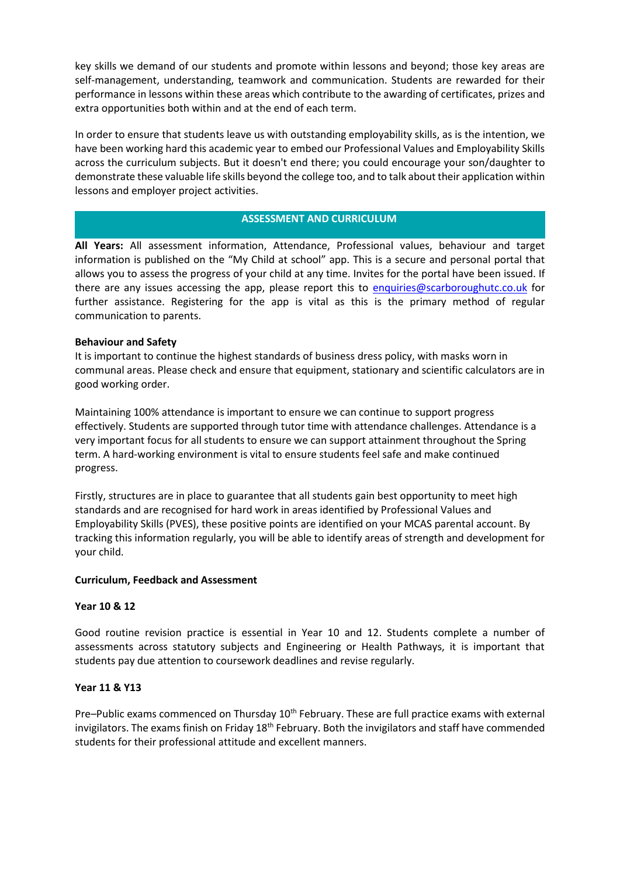key skills we demand of our students and promote within lessons and beyond; those key areas are self-management, understanding, teamwork and communication. Students are rewarded for their performance in lessons within these areas which contribute to the awarding of certificates, prizes and extra opportunities both within and at the end of each term.

In order to ensure that students leave us with outstanding employability skills, as is the intention, we have been working hard this academic year to embed our Professional Values and Employability Skills across the curriculum subjects. But it doesn't end there; you could encourage your son/daughter to demonstrate these valuable life skills beyond the college too, and to talk about their application within lessons and employer project activities.

## ASSESSMENT AND CURRICULUM

**All Years:** All assessment information, Attendance, Professional values, behaviour and target information is published on the "My Child at school" app. This is a secure and personal portal that allows you to assess the progress of your child at any time. Invites for the portal have been issued. If there are any issues accessing the app, please report this to enquiries@scarboroughutc.co.uk for further assistance. Registering for the app is vital as this is the primary method of regular communication to parents.

**Behaviour and Safety**

It is important to continue the highest standards of business dress policy, with masks worn in communal areas. Please check and ensure that equipment, stationary and scientific calculators are in good working order.

Maintaining 100% attendance is important to ensure we can continue to support progress effectively. Students are supported through tutor time with attendance challenges. Attendance is a very important focus for all students to ensure we can support attainment throughout the Spring term. A hard-working environment is vital to ensure students feel safe and make continued progress.

Firstly, structures are in place to guarantee that all students gain best opportunity to meet high standards and are recognised for hard work in areas identified by Professional Values and Employability Skills (PVES), these positive points are identified on your MCAS parental account. By tracking this information regularly, you will be able to identify areas of strength and development for your child.

**Curriculum, Feedback and Assessment**

**Year 10 & 12**

Good routine revision practice is essential in Year 10 and 12. Students complete a number of assessments across statutory subjects and Engineering or Health Pathways, it is important that students pay due attention to coursework deadlines and revise regularly.

**Year 11 & Y13**

Pre–Public exams commenced on Thursday 10th February. These are full practice exams with external invigilators. The exams finish on Friday 18th February. Both the invigilators and staff have commended students for their professional attitude and excellent manners.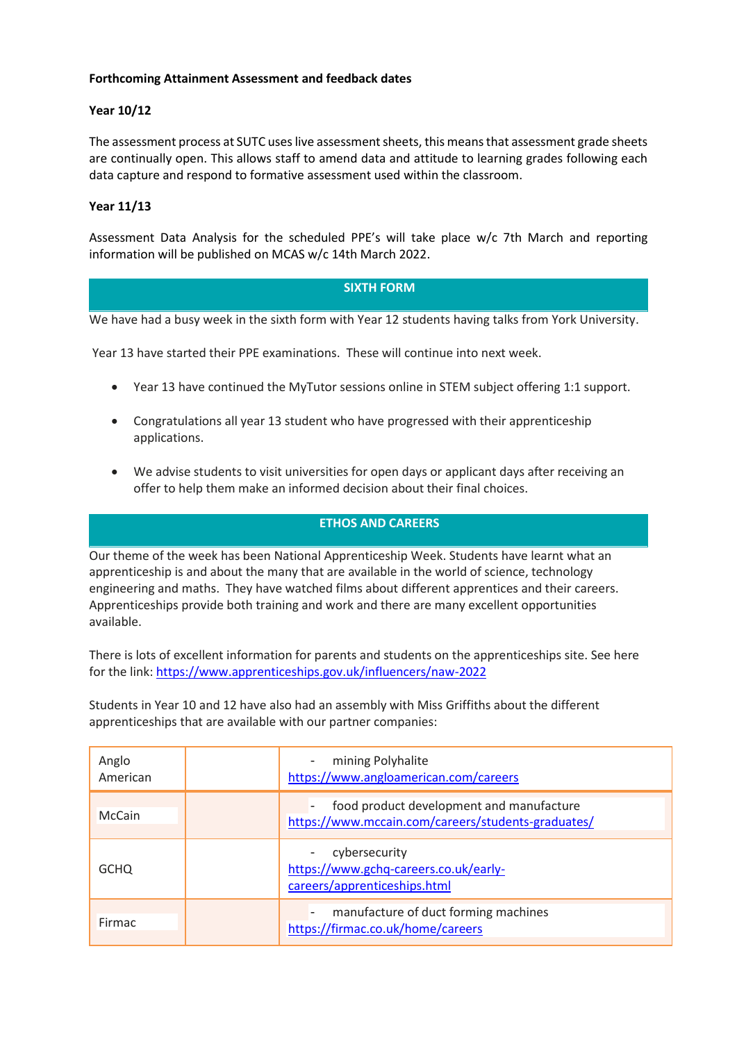**Forthcoming Attainment Assessment and feedback dates**

**Year 10/12**

The assessment process at SUTC uses live assessment sheets, this means that assessment grade sheets are continually open. This allows staff to amend data and attitude to learning grades following each data capture and respond to formative assessment used within the classroom.

**Year 11/13**

Assessment Data Analysis for the scheduled PPE's will take place w/c 7th March and reporting information will be published on MCAS w/c 14th March 2022.

## SIXTH FORM

We have had a busy week in the sixth form with Year 12 students having talks from York University.

Year 13 have started their PPE examinations. These will continue into next week.

- Year 13 have continued the MyTutor sessions online in STEM subject offering 1:1 support.
- Congratulations all year 13 student who have progressed with their apprenticeship applications.
- We advise students to visit universities for open days or applicant days after receiving an offer to help them make an informed decision about their final choices.

## ETHOS AND CAREERS

Our theme of the week has been National Apprenticeship Week. Students have learnt what an apprenticeship is and about the many that are available in the world of science, technology engineering and maths. They have watched films about different apprentices and their careers. Apprenticeships provide both training and work and there are many excellent opportunities available.

There is lots of excellent information for parents and students on the apprenticeships site. See here for the link: https://www.apprenticeships.gov.uk/influencers/naw-2022

Students in Year 10 and 12 have also had an assembly with Miss Griffiths about the different apprenticeships that are available with our partner companies:

| | | |
|---|---|---|
| Anglo American | | - mining Polyhalite https://www.angloamerican.com/careers |
| McCain | | - food product development and manufacture https://www.mccain.com/careers/students-graduates/ |
| GCHQ | | - cybersecurity https://www.gchq-careers.co.uk/early-careers/apprenticeships.html |
| Firmac | | - manufacture of duct forming machines https://firmac.co.uk/home/careers |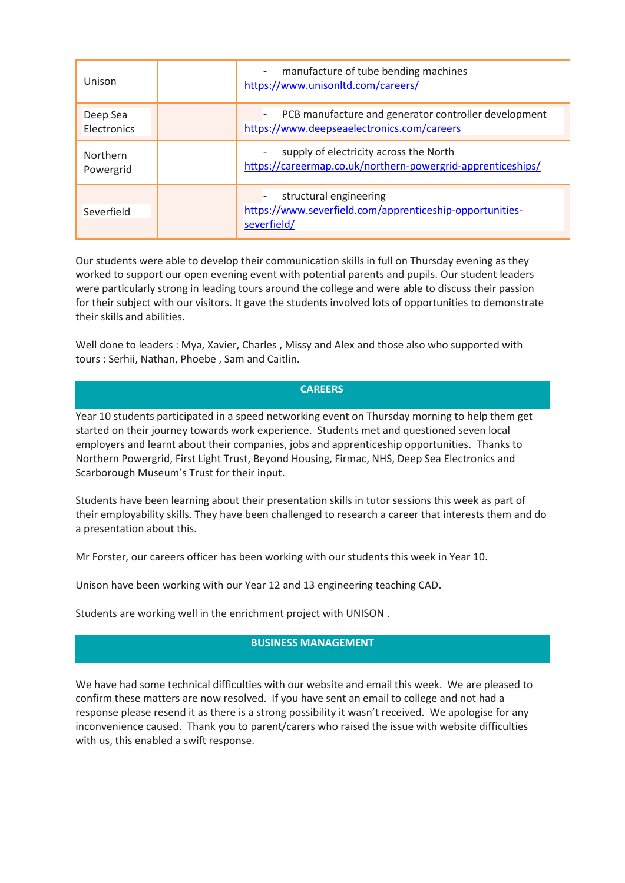| | | |
|---|---|---|
| Unison | | - manufacture of tube bending machines https://www.unisonltd.com/careers/ |
| Deep Sea Electronics | | - PCB manufacture and generator controller development https://www.deepseaelectronics.com/careers |
| Northern Powergrid | | - supply of electricity across the North https://careermap.co.uk/northern-powergrid-apprenticeships/ |
| Severfield | | - structural engineering https://www.severfield.com/apprenticeship-opportunities-severfield/ |

Our students were able to develop their communication skills in full on Thursday evening as they worked to support our open evening event with potential parents and pupils. Our student leaders were particularly strong in leading tours around the college and were able to discuss their passion for their subject with our visitors. It gave the students involved lots of opportunities to demonstrate their skills and abilities.

Well done to leaders : Mya, Xavier, Charles , Missy and Alex and those also who supported with tours : Serhii, Nathan, Phoebe , Sam and Caitlin.

## CAREERS

Year 10 students participated in a speed networking event on Thursday morning to help them get started on their journey towards work experience. Students met and questioned seven local employers and learnt about their companies, jobs and apprenticeship opportunities. Thanks to Northern Powergrid, First Light Trust, Beyond Housing, Firmac, NHS, Deep Sea Electronics and Scarborough Museum's Trust for their input.

Students have been learning about their presentation skills in tutor sessions this week as part of their employability skills. They have been challenged to research a career that interests them and do a presentation about this.

Mr Forster, our careers officer has been working with our students this week in Year 10.

Unison have been working with our Year 12 and 13 engineering teaching CAD.

Students are working well in the enrichment project with UNISON .

## BUSINESS MANAGEMENT

We have had some technical difficulties with our website and email this week. We are pleased to confirm these matters are now resolved. If you have sent an email to college and not had a response please resend it as there is a strong possibility it wasn't received. We apologise for any inconvenience caused. Thank you to parent/carers who raised the issue with website difficulties with us, this enabled a swift response.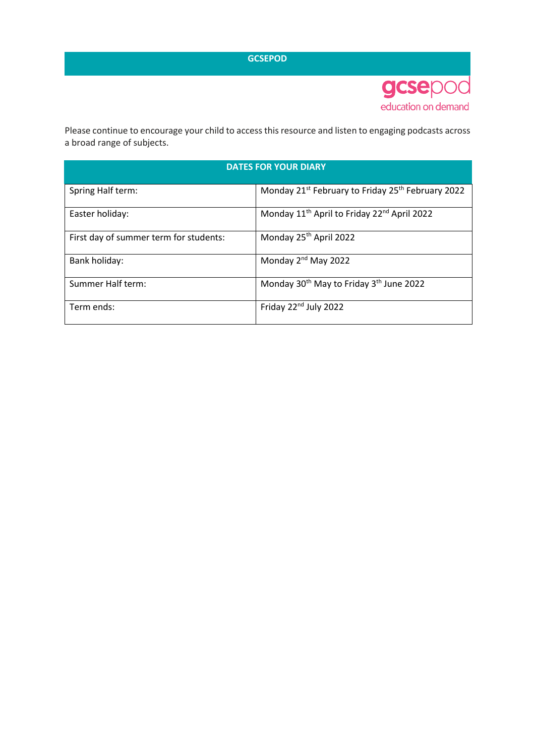## GCSEPOD

gcsepod
education on demand

Please continue to encourage your child to access this resource and listen to engaging podcasts across a broad range of subjects.

| DATES FOR YOUR DIARY | |
|---|---|
| Spring Half term: | Monday 21st February to Friday 25th February 2022 |
| Easter holiday: | Monday 11th April to Friday 22nd April 2022 |
| First day of summer term for students: | Monday 25th April 2022 |
| Bank holiday: | Monday 2nd May 2022 |
| Summer Half term: | Monday 30th May to Friday 3th June 2022 |
| Term ends: | Friday 22nd July 2022 |